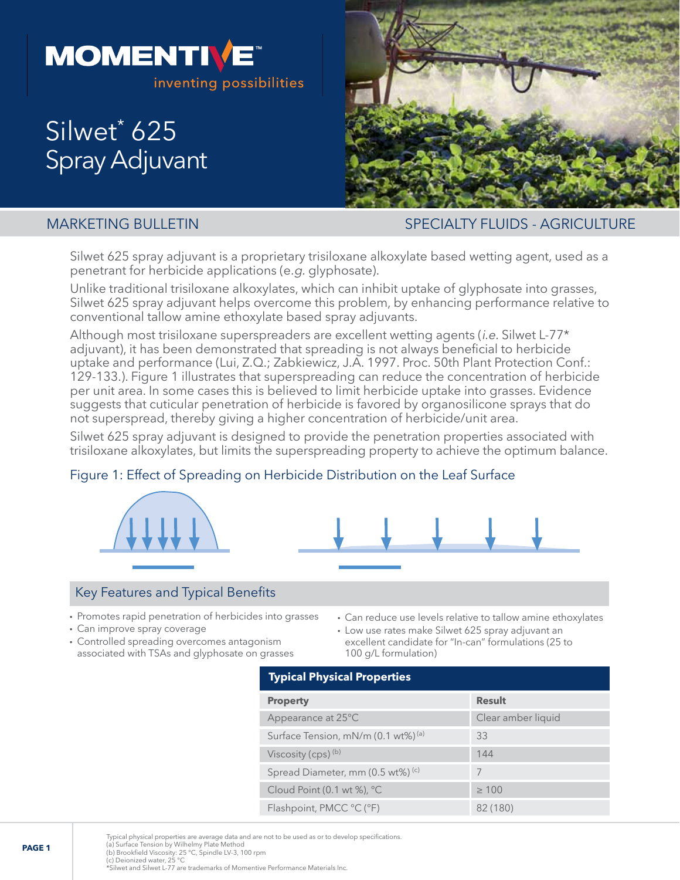# Silwet* 625 Spray Adjuvant

MARKETING BULLETIN

SPECIALTY FLUIDS - AGRICULTURE

Silwet 625 spray adjuvant is a proprietary trisiloxane alkoxylate based wetting agent, used as a penetrant for herbicide applications (*e.g.* glyphosate).

Unlike traditional trisiloxane alkoxylates, which can inhibit uptake of glyphosate into grasses, Silwet 625 spray adjuvant helps overcome this problem, by enhancing performance relative to conventional tallow amine ethoxylate based spray adjuvants.

Although most trisiloxane superspreaders are excellent wetting agents (*i.e.* Silwet L-77* adjuvant), it has been demonstrated that spreading is not always beneficial to herbicide uptake and performance (Lui, Z.Q.; Zabkiewicz, J.A. 1997. Proc. 50th Plant Protection Conf.: 129-133.). Figure 1 illustrates that superspreading can reduce the concentration of herbicide per unit area. In some cases this is believed to limit herbicide uptake into grasses. Evidence suggests that cuticular penetration of herbicide is favored by organosilicone sprays that do not superspread, thereby giving a higher concentration of herbicide/unit area.

Silwet 625 spray adjuvant is designed to provide the penetration properties associated with trisiloxane alkoxylates, but limits the superspreading property to achieve the optimum balance.

Figure 1: Effect of Spreading on Herbicide Distribution on the Leaf Surface

## Key Features and Typical Benefits

- Promotes rapid penetration of herbicides into grasses
- Can improve spray coverage
- Controlled spreading overcomes antagonism associated with TSAs and glyphosate on grasses
- Can reduce use levels relative to tallow amine ethoxylates
- Low use rates make Silwet 625 spray adjuvant an excellent candidate for "In-can" formulations (25 to 100 g/L formulation)

**Typical Physical Properties**

| Property | Result |
|---|---|
| Appearance at 25°C | Clear amber liquid |
| Surface Tension, mN/m (0.1 wt%) [a] | 33 |
| Viscosity (cps) [b] | 144 |
| Spread Diameter, mm (0.5 wt%) [c] | 7 |
| Cloud Point (0.1 wt %), °C | ≥ 100 |
| Flashpoint, PMCC °C (°F) | 82 (180) |

Typical physical properties are average data and are not to be used as or to develop specifications.
(a) Surface Tension by Wilhelmy Plate Method
(b) Brookfield Viscosity: 25 °C, Spindle LV-3, 100 rpm
(c) Deionized water, 25 °C
*Silwet and Silwet L-77 are trademarks of Momentive Performance Materials Inc.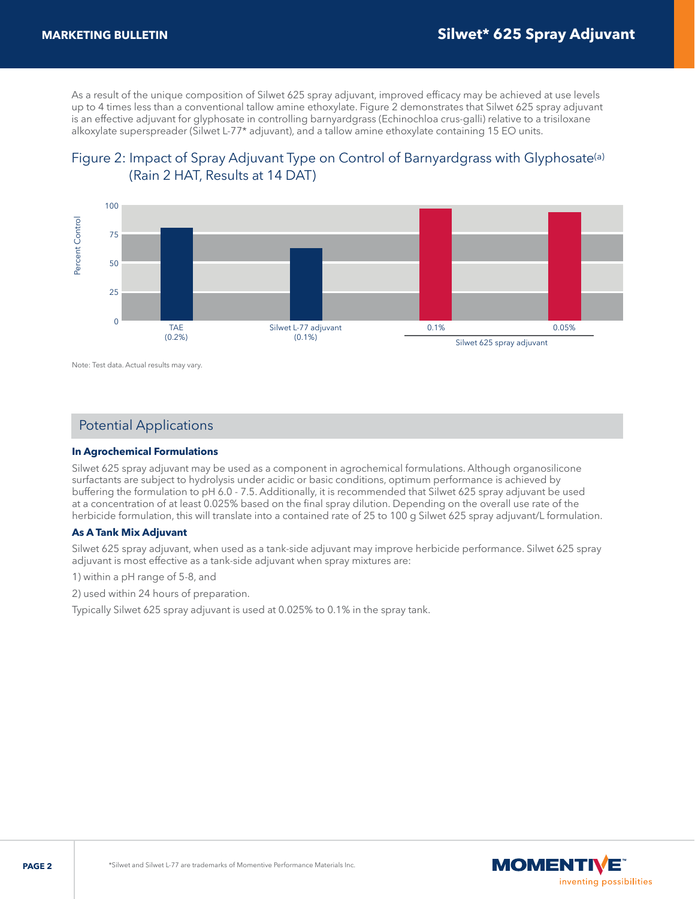As a result of the unique composition of Silwet 625 spray adjuvant, improved efficacy may be achieved at use levels up to 4 times less than a conventional tallow amine ethoxylate. Figure 2 demonstrates that Silwet 625 spray adjuvant is an effective adjuvant for glyphosate in controlling barnyardgrass (Echinochloa crus-galli) relative to a trisiloxane alkoxylate superspreader (Silwet L-77* adjuvant), and a tallow amine ethoxylate containing 15 EO units.

## Figure 2: Impact of Spray Adjuvant Type on Control of Barnyardgrass with Glyphosate[a] (Rain 2 HAT, Results at 14 DAT)

Percent Control (y-axis: 0, 25, 50, 75, 100)

- TAE (0.2%)
- Silwet L-77 adjuvant (0.1%)
- Silwet 625 spray adjuvant: 0.1%, 0.05%

Note: Test data. Actual results may vary.

## Potential Applications

**In Agrochemical Formulations**

Silwet 625 spray adjuvant may be used as a component in agrochemical formulations. Although organosilicone surfactants are subject to hydrolysis under acidic or basic conditions, optimum performance is achieved by buffering the formulation to pH 6.0 - 7.5. Additionally, it is recommended that Silwet 625 spray adjuvant be used at a concentration of at least 0.025% based on the final spray dilution. Depending on the overall use rate of the herbicide formulation, this will translate into a contained rate of 25 to 100 g Silwet 625 spray adjuvant/L formulation.

**As A Tank Mix Adjuvant**

Silwet 625 spray adjuvant, when used as a tank-side adjuvant may improve herbicide performance. Silwet 625 spray adjuvant is most effective as a tank-side adjuvant when spray mixtures are:

1) within a pH range of 5-8, and

2) used within 24 hours of preparation.

Typically Silwet 625 spray adjuvant is used at 0.025% to 0.1% in the spray tank.

*Silwet and Silwet L-77 are trademarks of Momentive Performance Materials Inc.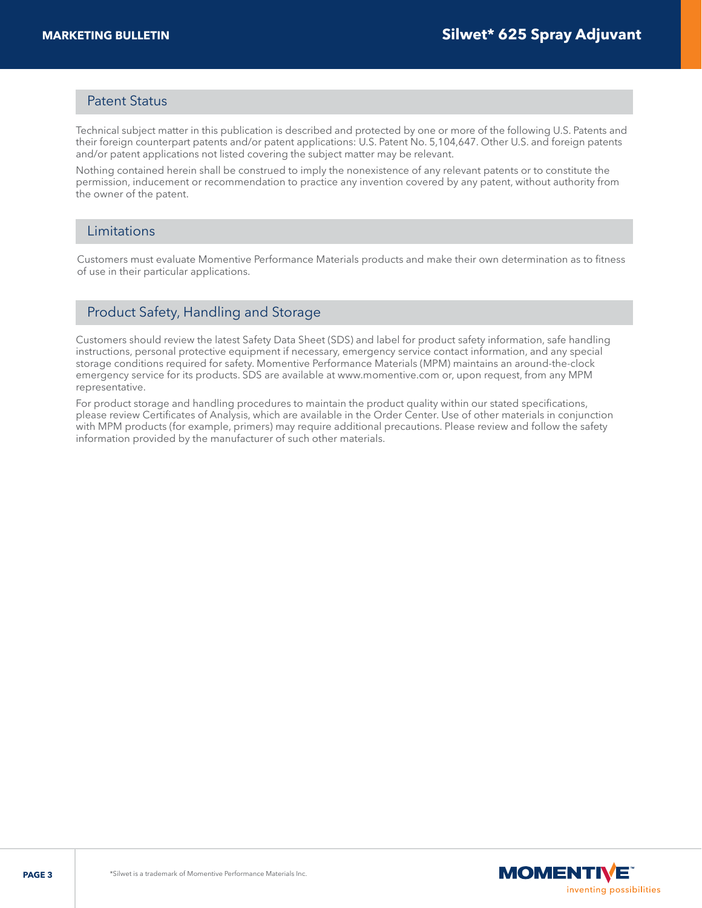## Patent Status

Technical subject matter in this publication is described and protected by one or more of the following U.S. Patents and their foreign counterpart patents and/or patent applications: U.S. Patent No. 5,104,647. Other U.S. and foreign patents and/or patent applications not listed covering the subject matter may be relevant.

Nothing contained herein shall be construed to imply the nonexistence of any relevant patents or to constitute the permission, inducement or recommendation to practice any invention covered by any patent, without authority from the owner of the patent.

## Limitations

Customers must evaluate Momentive Performance Materials products and make their own determination as to fitness of use in their particular applications.

## Product Safety, Handling and Storage

Customers should review the latest Safety Data Sheet (SDS) and label for product safety information, safe handling instructions, personal protective equipment if necessary, emergency service contact information, and any special storage conditions required for safety. Momentive Performance Materials (MPM) maintains an around-the-clock emergency service for its products. SDS are available at www.momentive.com or, upon request, from any MPM representative.

For product storage and handling procedures to maintain the product quality within our stated specifications, please review Certificates of Analysis, which are available in the Order Center. Use of other materials in conjunction with MPM products (for example, primers) may require additional precautions. Please review and follow the safety information provided by the manufacturer of such other materials.

*Silwet is a trademark of Momentive Performance Materials Inc.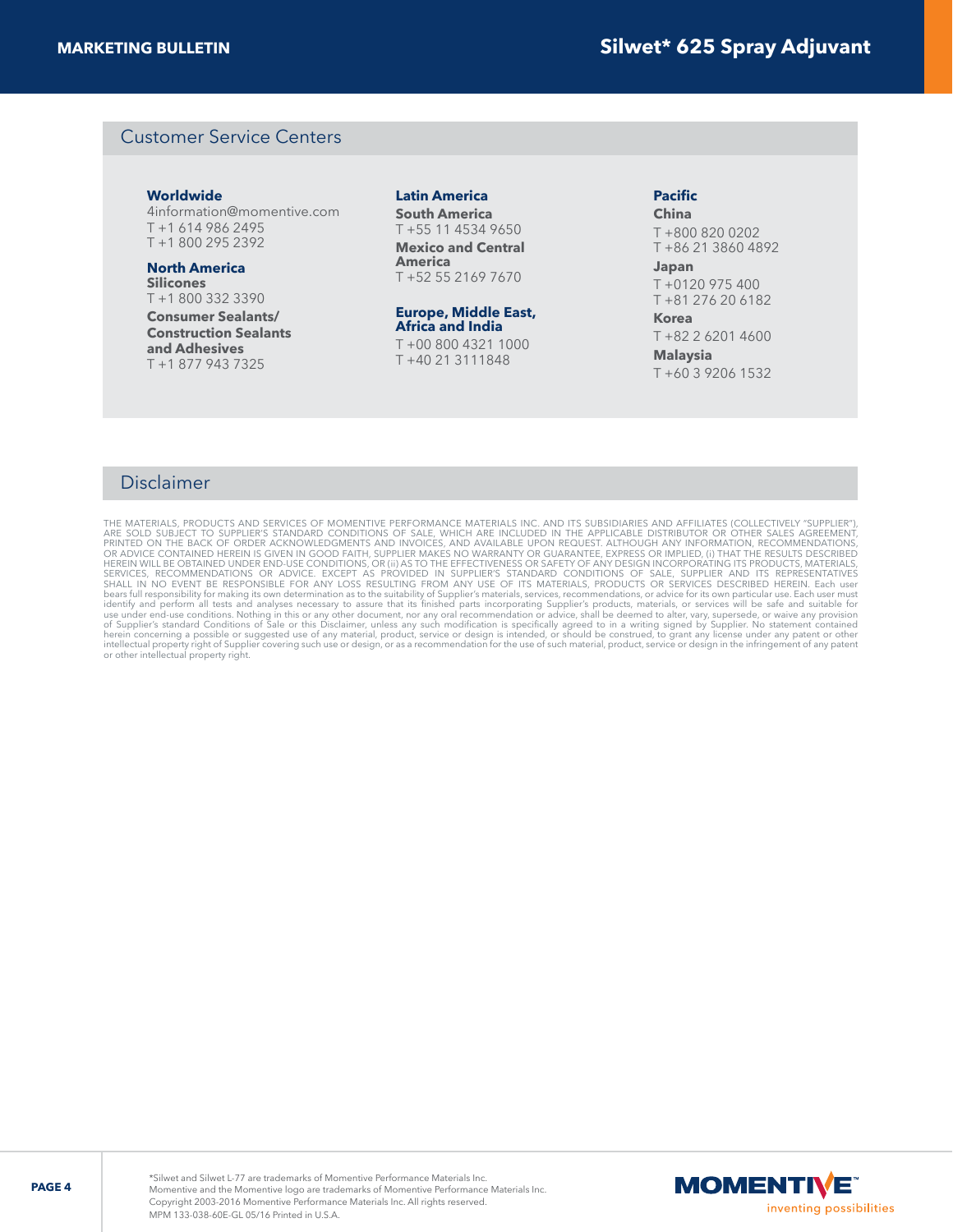## Customer Service Centers

**Worldwide**
4information@momentive.com
T +1 614 986 2495
T +1 800 295 2392

**North America**

**Silicones**
T +1 800 332 3390

**Consumer Sealants/ Construction Sealants and Adhesives**
T +1 877 943 7325

**Latin America**

**South America**
T +55 11 4534 9650

**Mexico and Central America**
T +52 55 2169 7670

**Europe, Middle East, Africa and India**
T +00 800 4321 1000
T +40 21 3111848

**Pacific**

**China**
T +800 820 0202
T +86 21 3860 4892

**Japan**
T +0120 975 400
T +81 276 20 6182

**Korea**
T +82 2 6201 4600

**Malaysia**
T +60 3 9206 1532

## Disclaimer

THE MATERIALS, PRODUCTS AND SERVICES OF MOMENTIVE PERFORMANCE MATERIALS INC. AND ITS SUBSIDIARIES AND AFFILIATES (COLLECTIVELY "SUPPLIER"), ARE SOLD SUBJECT TO SUPPLIER'S STANDARD CONDITIONS OF SALE, WHICH ARE INCLUDED IN THE APPLICABLE DISTRIBUTOR OR OTHER SALES AGREEMENT, PRINTED ON THE BACK OF ORDER ACKNOWLEDGMENTS AND INVOICES, AND AVAILABLE UPON REQUEST. ALTHOUGH ANY INFORMATION, RECOMMENDATIONS, OR ADVICE CONTAINED HEREIN IS GIVEN IN GOOD FAITH, SUPPLIER MAKES NO WARRANTY OR GUARANTEE, EXPRESS OR IMPLIED, (i) THAT THE RESULTS DESCRIBED HEREIN WILL BE OBTAINED UNDER END-USE CONDITIONS, OR (ii) AS TO THE EFFECTIVENESS OR SAFETY OF ANY DESIGN INCORPORATING ITS PRODUCTS, MATERIALS, SERVICES, RECOMMENDATIONS OR ADVICE. EXCEPT AS PROVIDED IN SUPPLIER'S STANDARD CONDITIONS OF SALE, SUPPLIER AND ITS REPRESENTATIVES SHALL IN NO EVENT BE RESPONSIBLE FOR ANY LOSS RESULTING FROM ANY USE OF ITS MATERIALS, PRODUCTS OR SERVICES DESCRIBED HEREIN. Each user bears full responsibility for making its own determination as to the suitability of Supplier's materials, services, recommendations, or advice for its own particular use. Each user must identify and perform all tests and analyses necessary to assure that its finished parts incorporating Supplier's products, materials, or services will be safe and suitable for use under end-use conditions. Nothing in this or any other document, nor any oral recommendation or advice, shall be deemed to alter, vary, supersede, or waive any provision of Supplier's standard Conditions of Sale or this Disclaimer, unless any such modification is specifically agreed to in a writing signed by Supplier. No statement contained herein concerning a possible or suggested use of any material, product, service or design is intended, or should be construed, to grant any license under any patent or other intellectual property right of Supplier covering such use or design, or as a recommendation for the use of such material, product, service or design in the infringement of any patent or other intellectual property right.

*Silwet and Silwet L-77 are trademarks of Momentive Performance Materials Inc.
Momentive and the Momentive logo are trademarks of Momentive Performance Materials Inc.
Copyright 2003-2016 Momentive Performance Materials Inc. All rights reserved.
MPM 133-038-60E-GL 05/16 Printed in U.S.A.